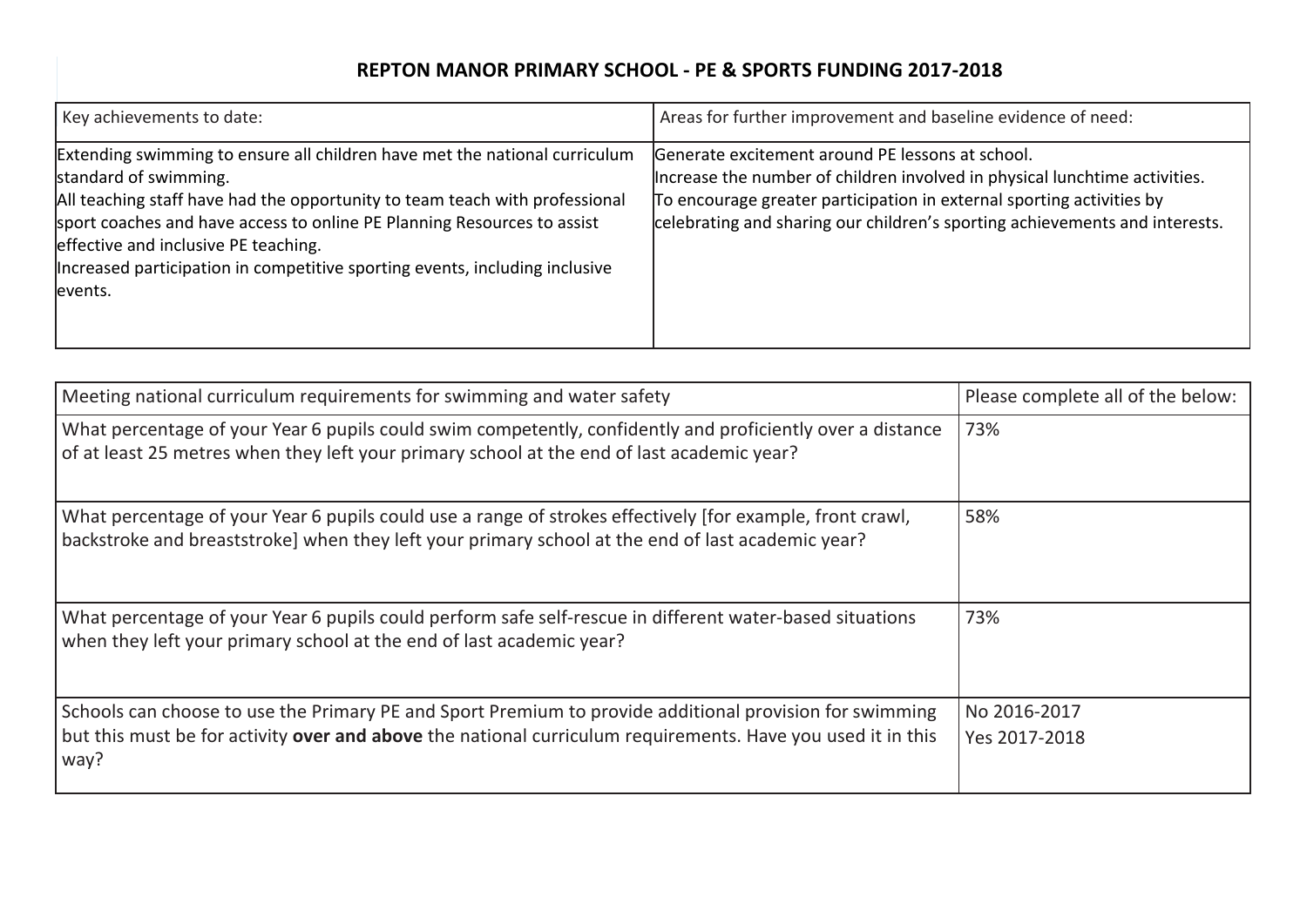# REPTON MANOR PRIMARY SCHOOL - PE & SPORTS FUNDING 2017-2018

| Key achievements to date: | Areas for further improvement and baseline evidence of need: |
|---|---|
| Extending swimming to ensure all children have met the national curriculum standard of swimming.<br>All teaching staff have had the opportunity to team teach with professional sport coaches and have access to online PE Planning Resources to assist effective and inclusive PE teaching.<br>Increased participation in competitive sporting events, including inclusive events. | Generate excitement around PE lessons at school.<br>Increase the number of children involved in physical lunchtime activities.<br>To encourage greater participation in external sporting activities by celebrating and sharing our children's sporting achievements and interests. |

| Meeting national curriculum requirements for swimming and water safety | Please complete all of the below: |
|---|---|
| What percentage of your Year 6 pupils could swim competently, confidently and proficiently over a distance of at least 25 metres when they left your primary school at the end of last academic year? | 73% |
| What percentage of your Year 6 pupils could use a range of strokes effectively [for example, front crawl, backstroke and breaststroke] when they left your primary school at the end of last academic year? | 58% |
| What percentage of your Year 6 pupils could perform safe self-rescue in different water-based situations when they left your primary school at the end of last academic year? | 73% |
| Schools can choose to use the Primary PE and Sport Premium to provide additional provision for swimming but this must be for activity **over and above** the national curriculum requirements. Have you used it in this way? | No 2016-2017<br>Yes 2017-2018 |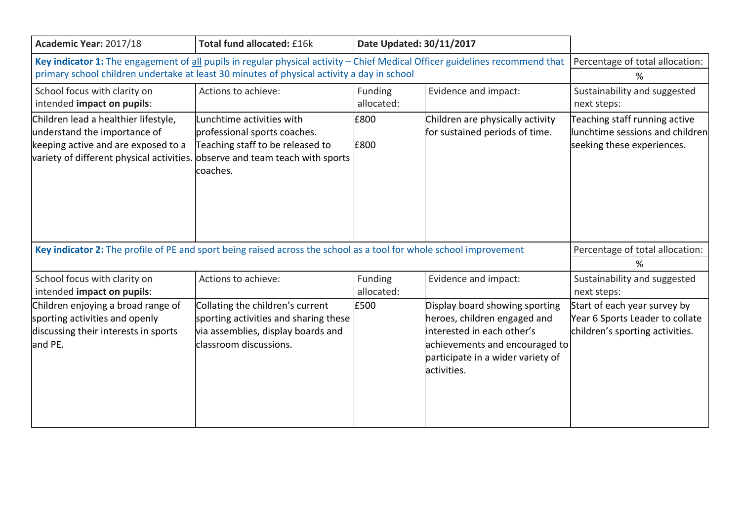| **Academic Year:** 2017/18 | **Total fund allocated:** £16k | **Date Updated: 30/11/2017** | | |
|---|---|---|---|---|
| **Key indicator 1:** The engagement of all pupils in regular physical activity – Chief Medical Officer guidelines recommend that primary school children undertake at least 30 minutes of physical activity a day in school | | | | Percentage of total allocation: %|
| School focus with clarity on intended **impact on pupils**: | Actions to achieve: | Funding allocated: | Evidence and impact: | Sustainability and suggested next steps: |
| Children lead a healthier lifestyle, understand the importance of keeping active and are exposed to a variety of different physical activities. | Lunchtime activities with professional sports coaches.<br>Teaching staff to be released to observe and team teach with sports coaches. | £800<br><br>£800 | Children are physically activity for sustained periods of time. | Teaching staff running active lunchtime sessions and children seeking these experiences. |
| **Key indicator 2:** The profile of PE and sport being raised across the school as a tool for whole school improvement | | | | Percentage of total allocation: % |
| School focus with clarity on intended **impact on pupils**: | Actions to achieve: | Funding allocated: | Evidence and impact: | Sustainability and suggested next steps: |
| Children enjoying a broad range of sporting activities and openly discussing their interests in sports and PE. | Collating the children's current sporting activities and sharing these via assemblies, display boards and classroom discussions. | £500 | Display board showing sporting heroes, children engaged and interested in each other's achievements and encouraged to participate in a wider variety of activities. | Start of each year survey by Year 6 Sports Leader to collate children's sporting activities. |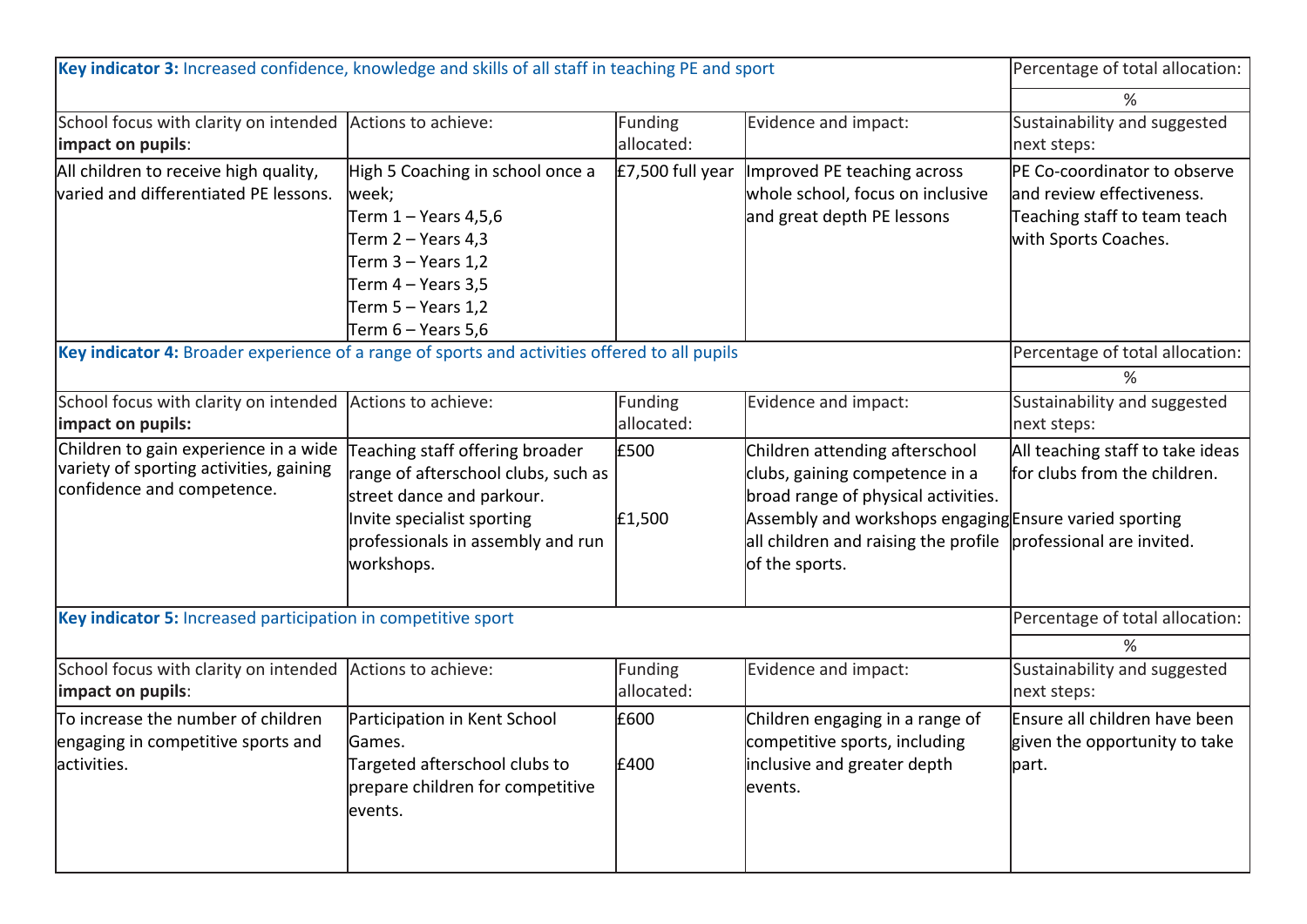| **Key indicator 3:** Increased confidence, knowledge and skills of all staff in teaching PE and sport | | | | Percentage of total allocation: |
|---|---|---|---|---|
| | | | | % |
| School focus with clarity on intended **impact on pupils**: | Actions to achieve: | Funding allocated: | Evidence and impact: | Sustainability and suggested next steps: |
| All children to receive high quality, varied and differentiated PE lessons. | High 5 Coaching in school once a week;<br>Term 1 – Years 4,5,6<br>Term 2 – Years 4,3<br>Term 3 – Years 1,2<br>Term 4 – Years 3,5<br>Term 5 – Years 1,2<br>Term 6 – Years 5,6 | £7,500 full year | Improved PE teaching across whole school, focus on inclusive and great depth PE lessons | PE Co-coordinator to observe and review effectiveness.<br>Teaching staff to team teach with Sports Coaches. |

| **Key indicator 4:** Broader experience of a range of sports and activities offered to all pupils | | | | Percentage of total allocation: |
|---|---|---|---|---|
| | | | | % |
| School focus with clarity on intended **impact on pupils:** | Actions to achieve: | Funding allocated: | Evidence and impact: | Sustainability and suggested next steps: |
| Children to gain experience in a wide variety of sporting activities, gaining confidence and competence. | Teaching staff offering broader range of afterschool clubs, such as street dance and parkour.<br>Invite specialist sporting professionals in assembly and run workshops. | £500<br><br>£1,500 | Children attending afterschool clubs, gaining competence in a broad range of physical activities.<br>Assembly and workshops engaging all children and raising the profile of the sports. | All teaching staff to take ideas for clubs from the children.<br><br>Ensure varied sporting professional are invited. |

| **Key indicator 5:** Increased participation in competitive sport | | | | Percentage of total allocation: |
|---|---|---|---|---|
| | | | | % |
| School focus with clarity on intended **impact on pupils**: | Actions to achieve: | Funding allocated: | Evidence and impact: | Sustainability and suggested next steps: |
| To increase the number of children engaging in competitive sports and activities. | Participation in Kent School Games.<br>Targeted afterschool clubs to prepare children for competitive events. | £600<br><br>£400 | Children engaging in a range of competitive sports, including inclusive and greater depth events. | Ensure all children have been given the opportunity to take part. |